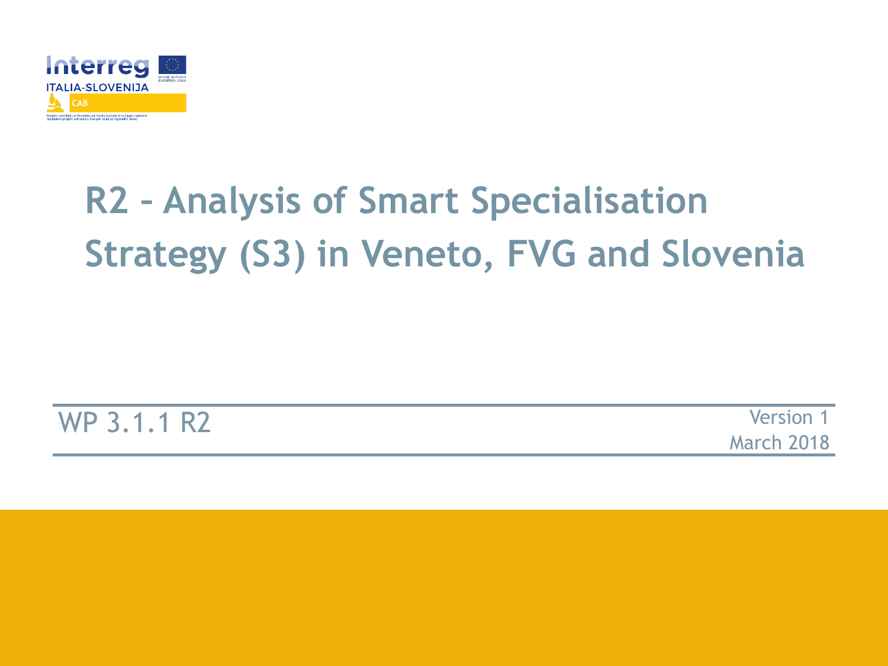# R2 – Analysis of Smart Specialisation Strategy (S3) in Veneto, FVG and Slovenia

WP 3.1.1 R2

Version 1

March 2018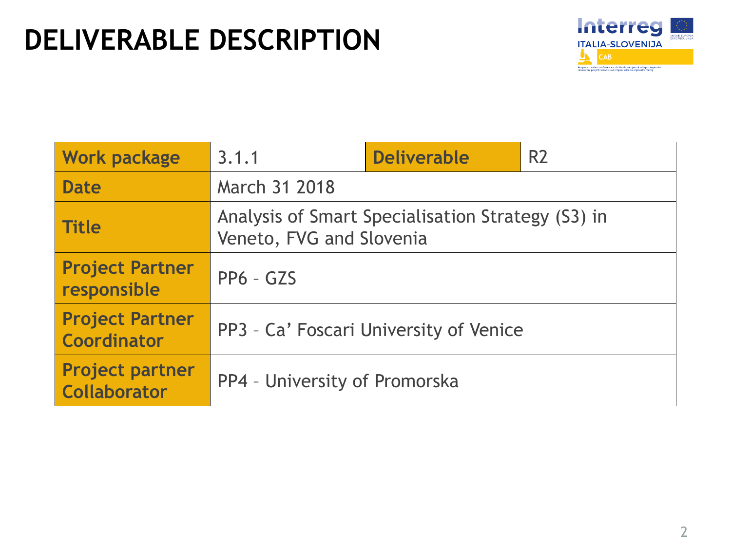# DELIVERABLE DESCRIPTION

| Work package | 3.1.1 | Deliverable | R2 |
|---|---|---|---|
| Date | March 31 2018 | | |
| Title | Analysis of Smart Specialisation Strategy (S3) in Veneto, FVG and Slovenia | | |
| Project Partner responsible | PP6 – GZS | | |
| Project Partner Coordinator | PP3 – Ca’ Foscari University of Venice | | |
| Project partner Collaborator | PP4 – University of Promorska | | |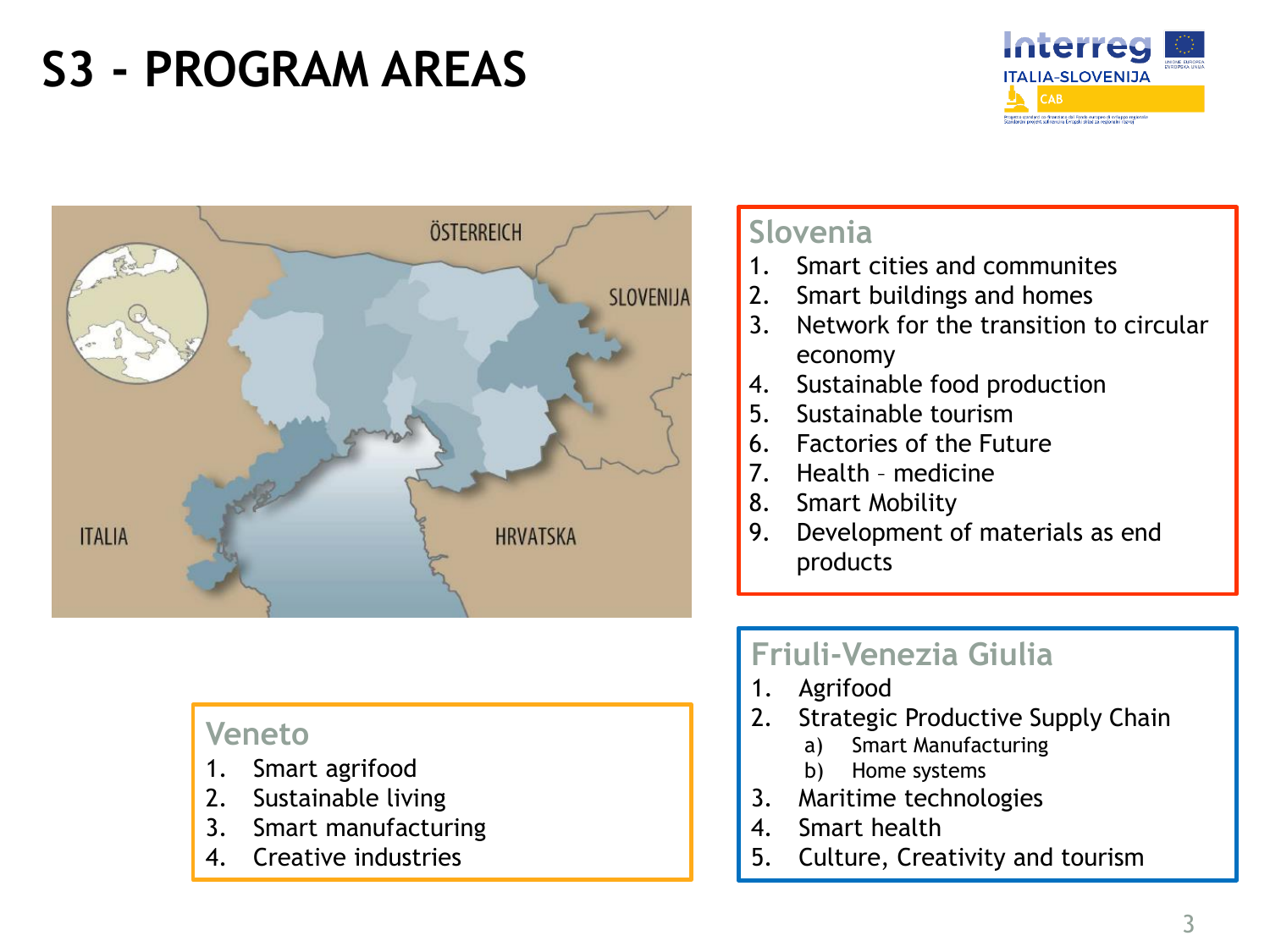# S3 - PROGRAM AREAS

## Slovenia

1. Smart cities and communites
2. Smart buildings and homes
3. Network for the transition to circular economy
4. Sustainable food production
5. Sustainable tourism
6. Factories of the Future
7. Health – medicine
8. Smart Mobility
9. Development of materials as end products

## Veneto

1. Smart agrifood
2. Sustainable living
3. Smart manufacturing
4. Creative industries

## Friuli-Venezia Giulia

1. Agrifood
2. Strategic Productive Supply Chain
   a) Smart Manufacturing
   b) Home systems
3. Maritime technologies
4. Smart health
5. Culture, Creativity and tourism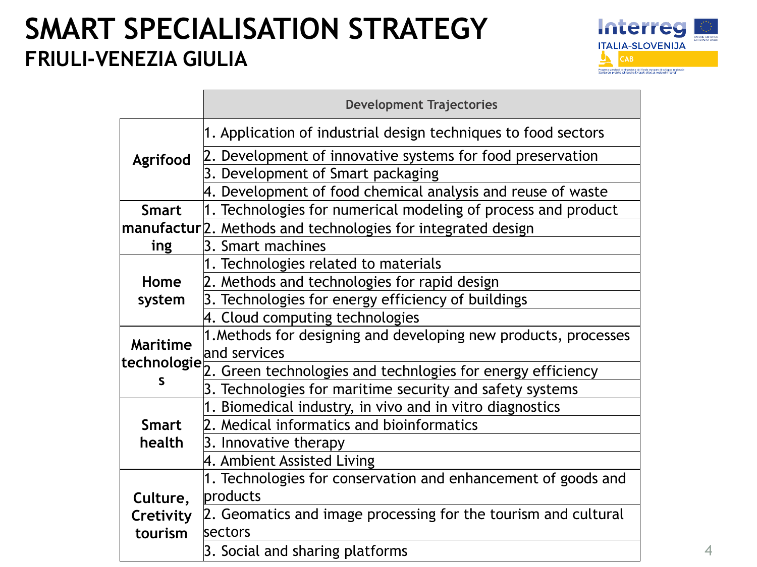# SMART SPECIALISATION STRATEGY

## FRIULI-VENEZIA GIULIA

| | Development Trajectories |
|---|---|
| **Agrifood** | 1. Application of industrial design techniques to food sectors |
| | 2. Development of innovative systems for food preservation |
| | 3. Development of Smart packaging |
| | 4. Development of food chemical analysis and reuse of waste |
| **Smart manufacturing** | 1. Technologies for numerical modeling of process and product |
| | 2. Methods and technologies for integrated design |
| | 3. Smart machines |
| **Home system** | 1. Technologies related to materials |
| | 2. Methods and technologies for rapid design |
| | 3. Technologies for energy efficiency of buildings |
| | 4. Cloud computing technologies |
| **Maritime technologies** | 1.Methods for designing and developing new products, processes and services |
| | 2. Green technologies and technlogies for energy efficiency |
| | 3. Technologies for maritime security and safety systems |
| **Smart health** | 1. Biomedical industry, in vivo and in vitro diagnostics |
| | 2. Medical informatics and bioinformatics |
| | 3. Innovative therapy |
| | 4. Ambient Assisted Living |
| **Culture, Cretivity tourism** | 1. Technologies for conservation and enhancement of goods and products |
| | 2. Geomatics and image processing for the tourism and cultural sectors |
| | 3. Social and sharing platforms |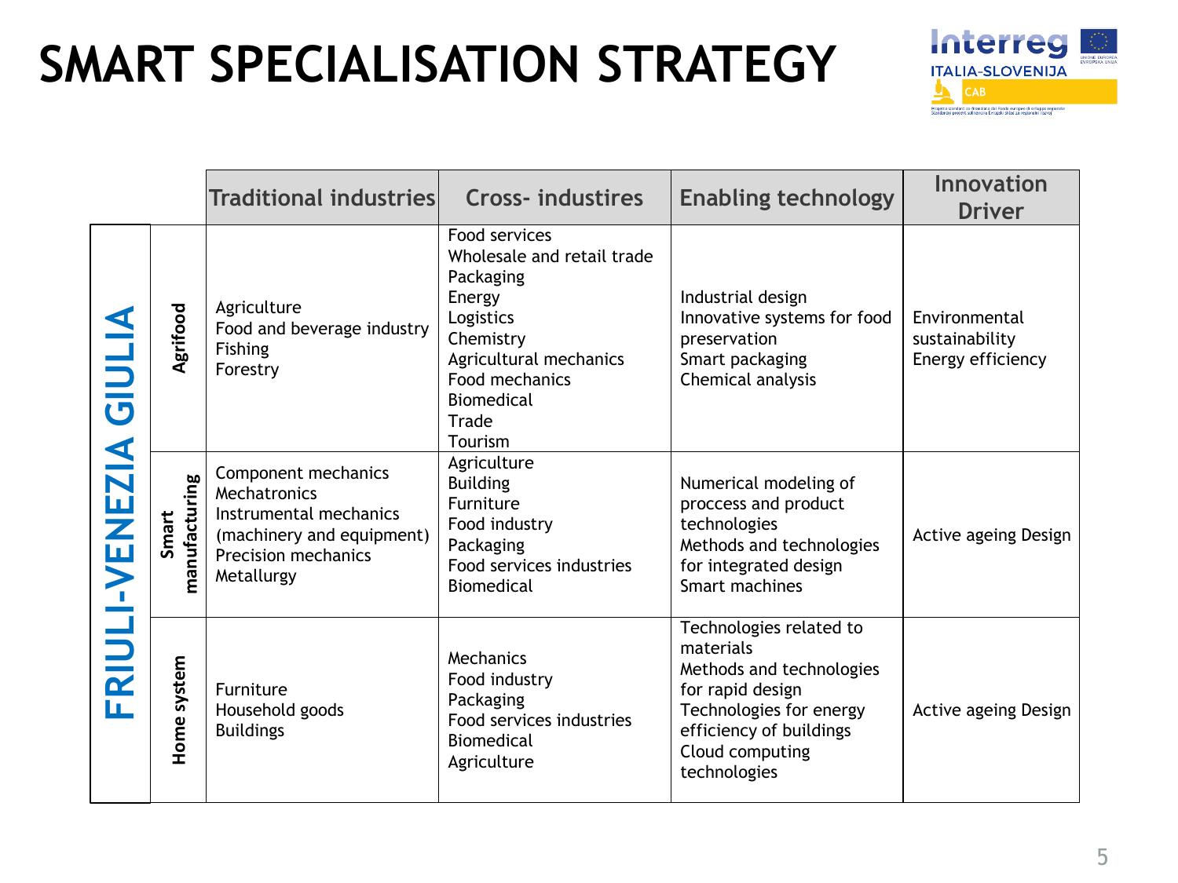# SMART SPECIALISATION STRATEGY

| | | Traditional industries | Cross- industires | Enabling technology | Innovation Driver |
|---|---|---|---|---|---|
| FRIULI-VENEZIA GIULIA | Agrifood | Agriculture<br>Food and beverage industry<br>Fishing<br>Forestry | Food services<br>Wholesale and retail trade<br>Packaging<br>Energy<br>Logistics<br>Chemistry<br>Agricultural mechanics<br>Food mechanics<br>Biomedical<br>Trade<br>Tourism | Industrial design<br>Innovative systems for food preservation<br>Smart packaging<br>Chemical analysis | Environmental sustainability<br>Energy efficiency |
| | Smart manufacturing | Component mechanics<br>Mechatronics<br>Instrumental mechanics (machinery and equipment)<br>Precision mechanics<br>Metallurgy | Agriculture<br>Building<br>Furniture<br>Food industry<br>Packaging<br>Food services industries<br>Biomedical | Numerical modeling of proccess and product technologies<br>Methods and technologies for integrated design<br>Smart machines | Active ageing Design |
| | Home system | Furniture<br>Household goods<br>Buildings | Mechanics<br>Food industry<br>Packaging<br>Food services industries<br>Biomedical<br>Agriculture | Technologies related to materials<br>Methods and technologies for rapid design<br>Technologies for energy efficiency of buildings<br>Cloud computing technologies | Active ageing Design |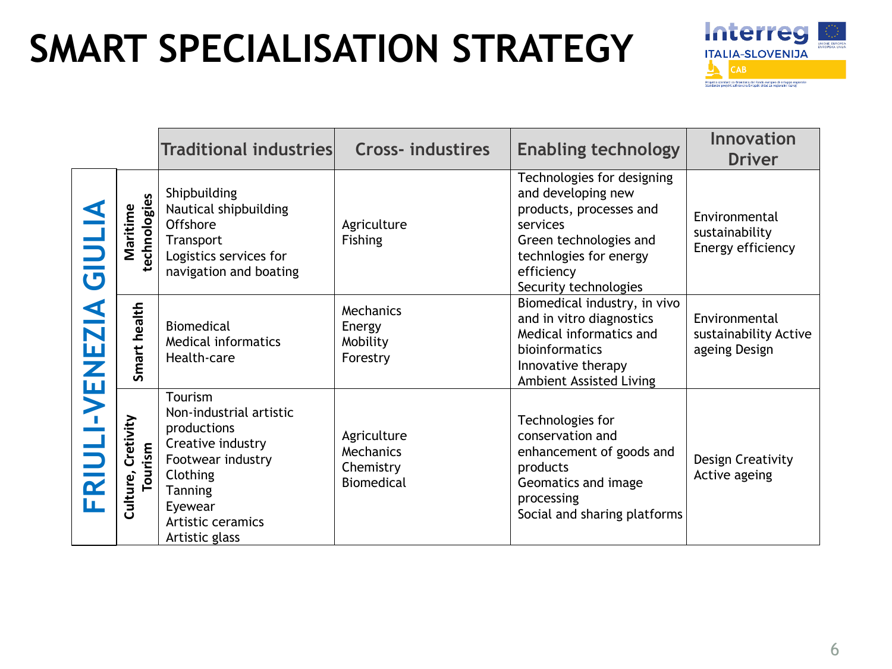# SMART SPECIALISATION STRATEGY

| | | Traditional industries | Cross- industires | Enabling technology | Innovation Driver |
|---|---|---|---|---|---|
| FRIULI-VENEZIA GIULIA | Maritime technologies | Shipbuilding<br>Nautical shipbuilding<br>Offshore<br>Transport<br>Logistics services for navigation and boating | Agriculture<br>Fishing | Technologies for designing and developing new products, processes and services<br>Green technologies and technlogies for energy efficiency<br>Security technologies | Environmental sustainability<br>Energy efficiency |
| | Smart health | Biomedical<br>Medical informatics<br>Health-care | Mechanics<br>Energy<br>Mobility<br>Forestry | Biomedical industry, in vivo and in vitro diagnostics<br>Medical informatics and bioinformatics<br>Innovative therapy<br>Ambient Assisted Living | Environmental sustainability Active ageing Design |
| | Culture, Cretivity Tourism | Tourism<br>Non-industrial artistic productions<br>Creative industry<br>Footwear industry<br>Clothing<br>Tanning<br>Eyewear<br>Artistic ceramics<br>Artistic glass | Agriculture<br>Mechanics<br>Chemistry<br>Biomedical | Technologies for conservation and enhancement of goods and products<br>Geomatics and image processing<br>Social and sharing platforms | Design Creativity<br>Active ageing |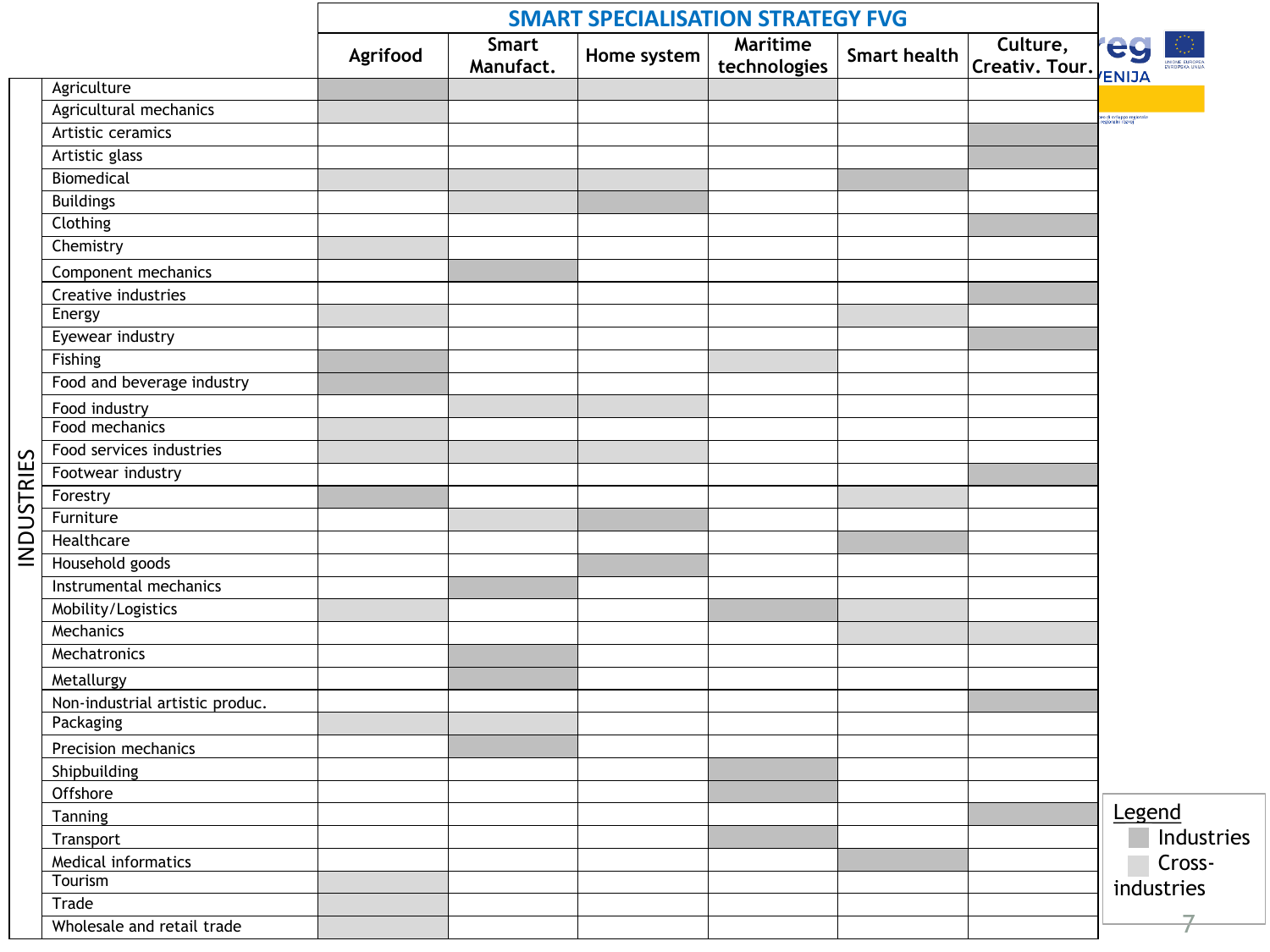# SMART SPECIALISATION STRATEGY FVG

| INDUSTRIES | Agrifood | Smart Manufact. | Home system | Maritime technologies | Smart health | Culture, Creativ. Tour. |
|---|---|---|---|---|---|---|
| Agriculture | ■ | □ | □ | □ | | |
| Agricultural mechanics | □ | | | | | |
| Artistic ceramics | | | | | | ■ |
| Artistic glass | | | | | | ■ |
| Biomedical | □ | □ | □ | | ■ | |
| Buildings | | □ | ■ | | | |
| Clothing | | | | | | ■ |
| Chemistry | □ | | | | | |
| Component mechanics | | ■ | | | | |
| Creative industries | | | | | | ■ |
| Energy | □ | | | | □ | |
| Eyewear industry | | | | | | ■ |
| Fishing | ■ | | | □ | | |
| Food and beverage industry | ■ | | | | | |
| Food industry | | □ | □ | | | |
| Food mechanics | □ | | | | | |
| Food services industries | □ | □ | □ | | | |
| Footwear industry | | | | | | ■ |
| Forestry | ■ | | | | □ | |
| Furniture | | □ | ■ | | | |
| Healthcare | | | | | ■ | |
| Household goods | | | ■ | | | |
| Instrumental mechanics | | ■ | | | | |
| Mobility/Logistics | □ | | | ■ | □ | |
| Mechanics | | | | | □ | □ |
| Mechatronics | | ■ | | | | |
| Metallurgy | | ■ | | | | |
| Non-industrial artistic produc. | | | | | | ■ |
| Packaging | □ | □ | | | | |
| Precision mechanics | | ■ | | | | |
| Shipbuilding | | | | ■ | | |
| Offshore | | | | ■ | | |
| Tanning | | | | | | ■ |
| Transport | | | | ■ | | |
| Medical informatics | | | | | ■ | |
| Tourism | □ | | | | | |
| Trade | □ | | | | | |
| Wholesale and retail trade | □ | | | | | |

Legend
- ■ Industries
- □ Cross-industries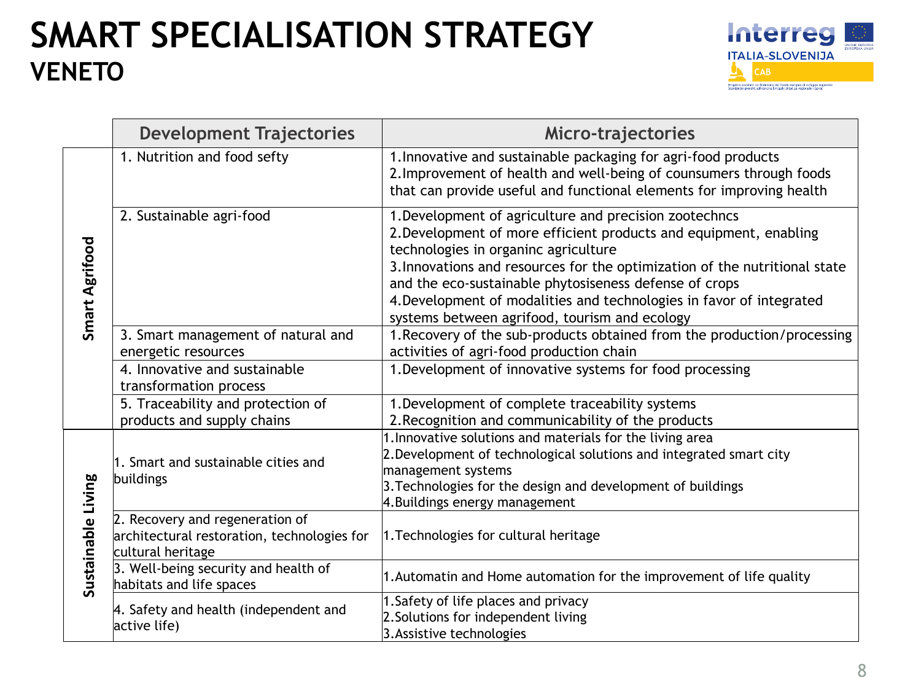# SMART SPECIALISATION STRATEGY
## VENETO

| | Development Trajectories | Micro-trajectories |
|---|---|---|
| Smart Agrifood | 1. Nutrition and food sefty | 1.Innovative and sustainable packaging for agri-food products<br>2.Improvement of health and well-being of counsumers through foods that can provide useful and functional elements for improving health |
| | 2. Sustainable agri-food | 1.Development of agriculture and precision zootechncs<br>2.Development of more efficient products and equipment, enabling technologies in organinc agriculture<br>3.Innovations and resources for the optimization of the nutritional state and the eco-sustainable phytosiseness defense of crops<br>4.Development of modalities and technologies in favor of integrated systems between agrifood, tourism and ecology |
| | 3. Smart management of natural and energetic resources | 1.Recovery of the sub-products obtained from the production/processing activities of agri-food production chain |
| | 4. Innovative and sustainable transformation process | 1.Development of innovative systems for food processing |
| | 5. Traceability and protection of products and supply chains | 1.Development of complete traceability systems<br>2.Recognition and communicability of the products |
| Sustainable Living | 1. Smart and sustainable cities and buildings | 1.Innovative solutions and materials for the living area<br>2.Development of technological solutions and integrated smart city management systems<br>3.Technologies for the design and development of buildings<br>4.Buildings energy management |
| | 2. Recovery and regeneration of architectural restoration, technologies for cultural heritage | 1.Technologies for cultural heritage |
| | 3. Well-being security and health of habitats and life spaces | 1.Automatin and Home automation for the improvement of life quality |
| | 4. Safety and health (independent and active life) | 1.Safety of life places and privacy<br>2.Solutions for independent living<br>3.Assistive technologies |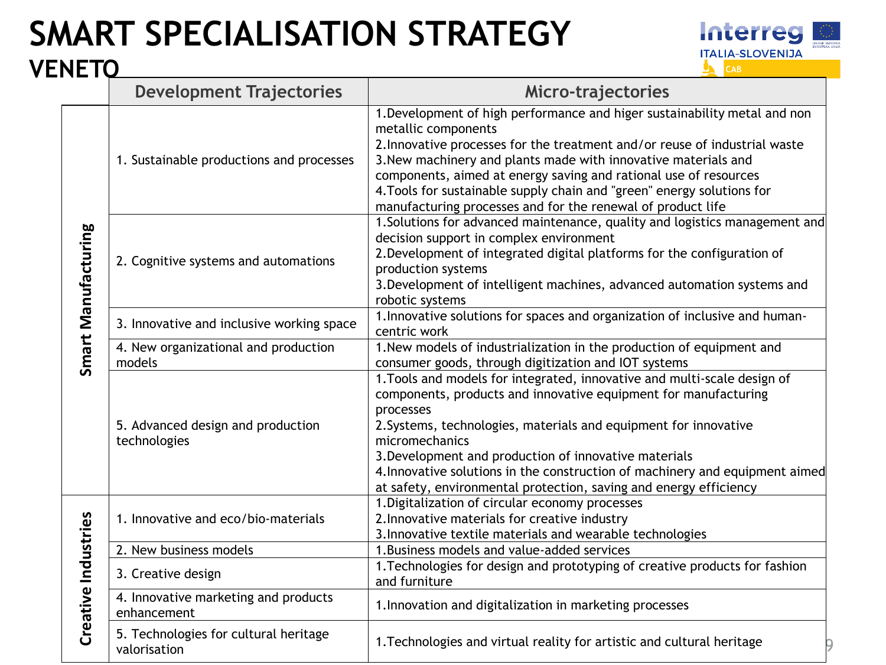# SMART SPECIALISATION STRATEGY

## VENETO

| | Development Trajectories | Micro-trajectories |
|---|---|---|
| Smart Manufacturing | 1. Sustainable productions and processes | 1.Development of high performance and higer sustainability metal and non metallic components<br>2.Innovative processes for the treatment and/or reuse of industrial waste<br>3.New machinery and plants made with innovative materials and components, aimed at energy saving and rational use of resources<br>4.Tools for sustainable supply chain and "green" energy solutions for manufacturing processes and for the renewal of product life |
| | 2. Cognitive systems and automations | 1.Solutions for advanced maintenance, quality and logistics management and decision support in complex environment<br>2.Development of integrated digital platforms for the configuration of production systems<br>3.Development of intelligent machines, advanced automation systems and robotic systems |
| | 3. Innovative and inclusive working space | 1.Innovative solutions for spaces and organization of inclusive and human-centric work |
| | 4. New organizational and production models | 1.New models of industrialization in the production of equipment and consumer goods, through digitization and IOT systems |
| | 5. Advanced design and production technologies | 1.Tools and models for integrated, innovative and multi-scale design of components, products and innovative equipment for manufacturing processes<br>2.Systems, technologies, materials and equipment for innovative micromechanics<br>3.Development and production of innovative materials<br>4.Innovative solutions in the construction of machinery and equipment aimed at safety, environmental protection, saving and energy efficiency |
| Creative Industries | 1. Innovative and eco/bio-materials | 1.Digitalization of circular economy processes<br>2.Innovative materials for creative industry<br>3.Innovative textile materials and wearable technologies |
| | 2. New business models | 1.Business models and value-added services |
| | 3. Creative design | 1.Technologies for design and prototyping of creative products for fashion and furniture |
| | 4. Innovative marketing and products enhancement | 1.Innovation and digitalization in marketing processes |
| | 5. Technologies for cultural heritage valorisation | 1.Technologies and virtual reality for artistic and cultural heritage |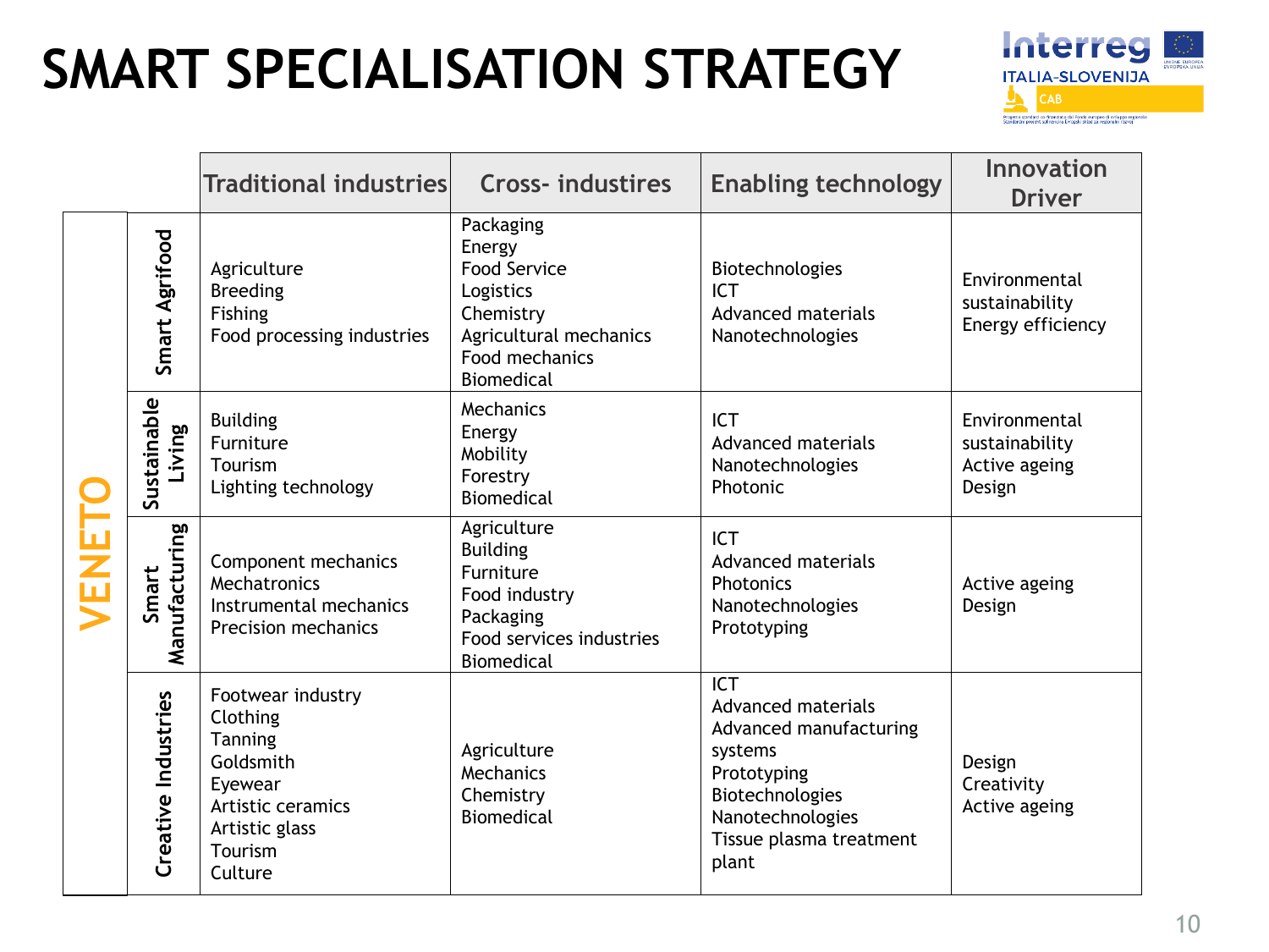# SMART SPECIALISATION STRATEGY

| | | Traditional industries | Cross- industries | Enabling technology | Innovation Driver |
|---|---|---|---|---|---|
| VENETO | Smart Agrifood | Agriculture<br>Breeding<br>Fishing<br>Food processing industries | Packaging<br>Energy<br>Food Service<br>Logistics<br>Chemistry<br>Agricultural mechanics<br>Food mechanics<br>Biomedical | Biotechnologies<br>ICT<br>Advanced materials<br>Nanotechnologies | Environmental sustainability<br>Energy efficiency |
| | Sustainable Living | Building<br>Furniture<br>Tourism<br>Lighting technology | Mechanics<br>Energy<br>Mobility<br>Forestry<br>Biomedical | ICT<br>Advanced materials<br>Nanotechnologies<br>Photonic | Environmental sustainability<br>Active ageing<br>Design |
| | Smart Manufacturing | Component mechanics<br>Mechatronics<br>Instrumental mechanics<br>Precision mechanics | Agriculture<br>Building<br>Furniture<br>Food industry<br>Packaging<br>Food services industries<br>Biomedical | ICT<br>Advanced materials<br>Photonics<br>Nanotechnologies<br>Prototyping | Active ageing<br>Design |
| | Creative Industries | Footwear industry<br>Clothing<br>Tanning<br>Goldsmith<br>Eyewear<br>Artistic ceramics<br>Artistic glass<br>Tourism<br>Culture | Agriculture<br>Mechanics<br>Chemistry<br>Biomedical | ICT<br>Advanced materials<br>Advanced manufacturing systems<br>Prototyping<br>Biotechnologies<br>Nanotechnologies<br>Tissue plasma treatment plant | Design<br>Creativity<br>Active ageing |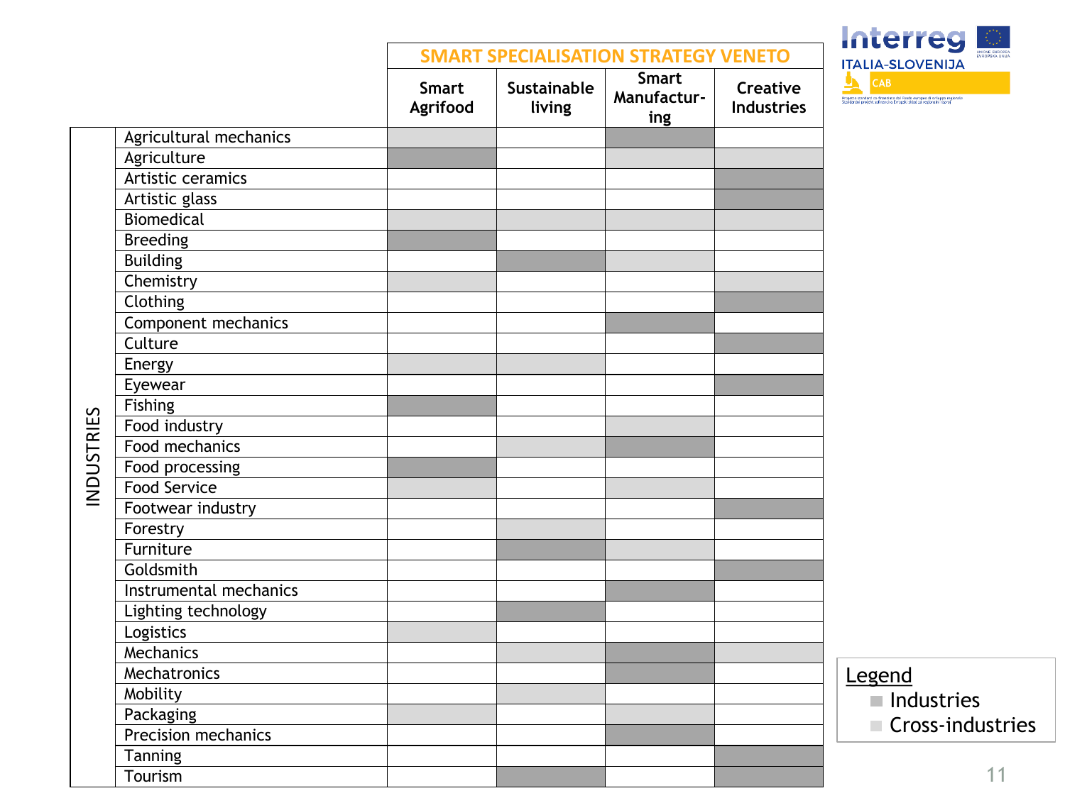| INDUSTRIES | SMART SPECIALISATION STRATEGY VENETO | | | |
|---|---|---|---|---|
| | Smart Agrifood | Sustainable living | Smart Manufacturing | Creative Industries |
| Agricultural mechanics | Cross-industries | | Industries | |
| Agriculture | Industries | | Cross-industries | Cross-industries |
| Artistic ceramics | | | | Industries |
| Artistic glass | | | | Industries |
| Biomedical | Cross-industries | Cross-industries | Cross-industries | Cross-industries |
| Breeding | Industries | | | |
| Building | | Industries | Cross-industries | |
| Chemistry | Cross-industries | | | Cross-industries |
| Clothing | | | | Industries |
| Component mechanics | | | Industries | |
| Culture | | | | Industries |
| Energy | Cross-industries | Cross-industries | | |
| Eyewear | | | | Industries |
| Fishing | Industries | | | |
| Food industry | | | Cross-industries | |
| Food mechanics | | Cross-industries | Industries | |
| Food processing | Industries | | | |
| Food Service | Cross-industries | | Cross-industries | |
| Footwear industry | | | | Industries |
| Forestry | | Cross-industries | | |
| Furniture | | Industries | Cross-industries | |
| Goldsmith | | | | Industries |
| Instrumental mechanics | | | Industries | |
| Lighting technology | | Industries | | |
| Logistics | Cross-industries | | | |
| Mechanics | | Cross-industries | Industries | Cross-industries |
| Mechatronics | | | Industries | |
| Mobility | | Cross-industries | | |
| Packaging | Cross-industries | | Cross-industries | |
| Precision mechanics | | | Industries | |
| Tanning | | | | Industries |
| Tourism | | Industries | | Industries |

Legend
- Industries
- Cross-industries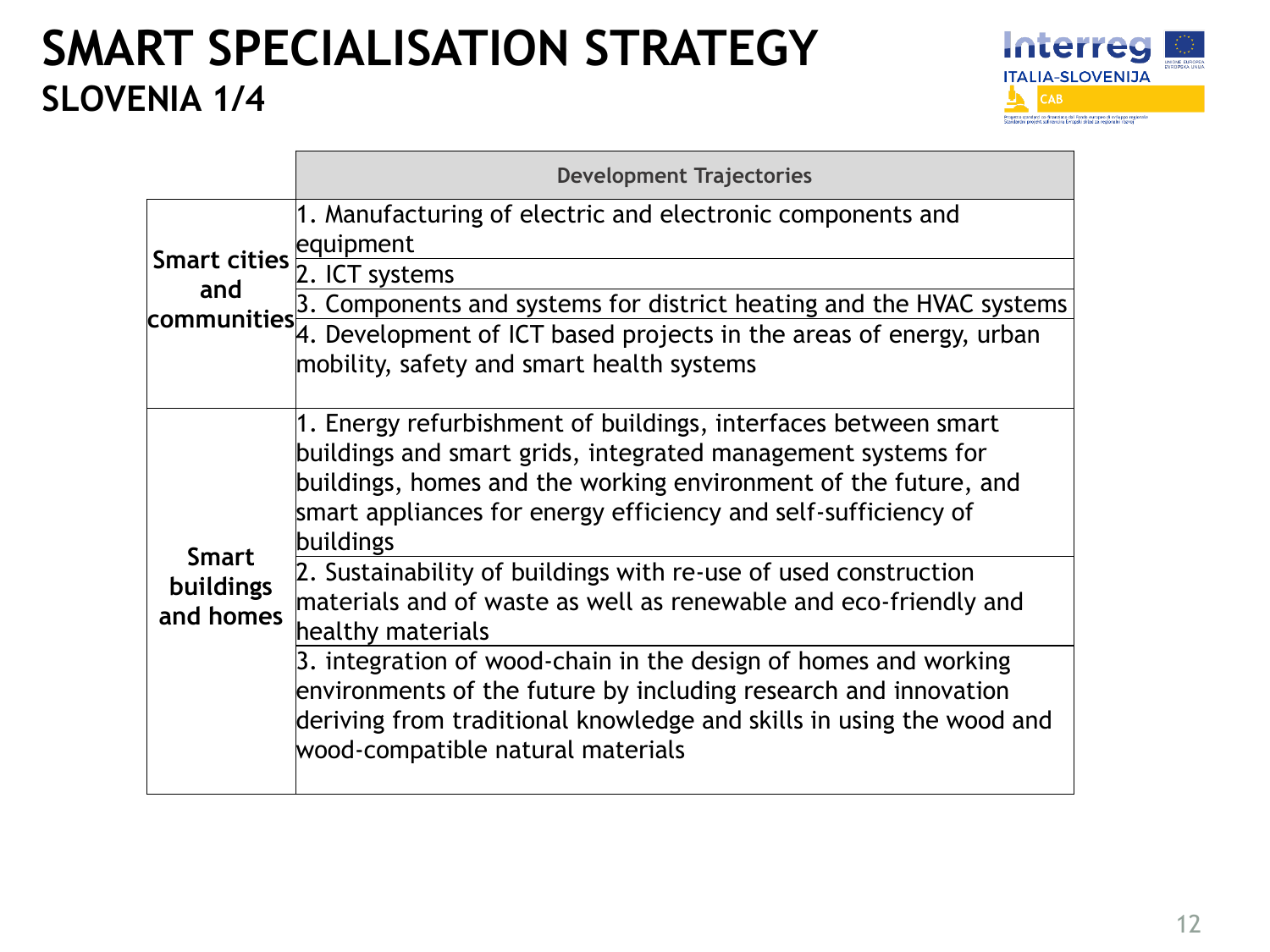# SMART SPECIALISATION STRATEGY

## SLOVENIA 1/4

| | Development Trajectories |
|---|---|
| Smart cities and communities | 1. Manufacturing of electric and electronic components and equipment |
| | 2. ICT systems |
| | 3. Components and systems for district heating and the HVAC systems |
| | 4. Development of ICT based projects in the areas of energy, urban mobility, safety and smart health systems |
| Smart buildings and homes | 1. Energy refurbishment of buildings, interfaces between smart buildings and smart grids, integrated management systems for buildings, homes and the working environment of the future, and smart appliances for energy efficiency and self-sufficiency of buildings |
| | 2. Sustainability of buildings with re-use of used construction materials and of waste as well as renewable and eco-friendly and healthy materials |
| | 3. integration of wood-chain in the design of homes and working environments of the future by including research and innovation deriving from traditional knowledge and skills in using the wood and wood-compatible natural materials |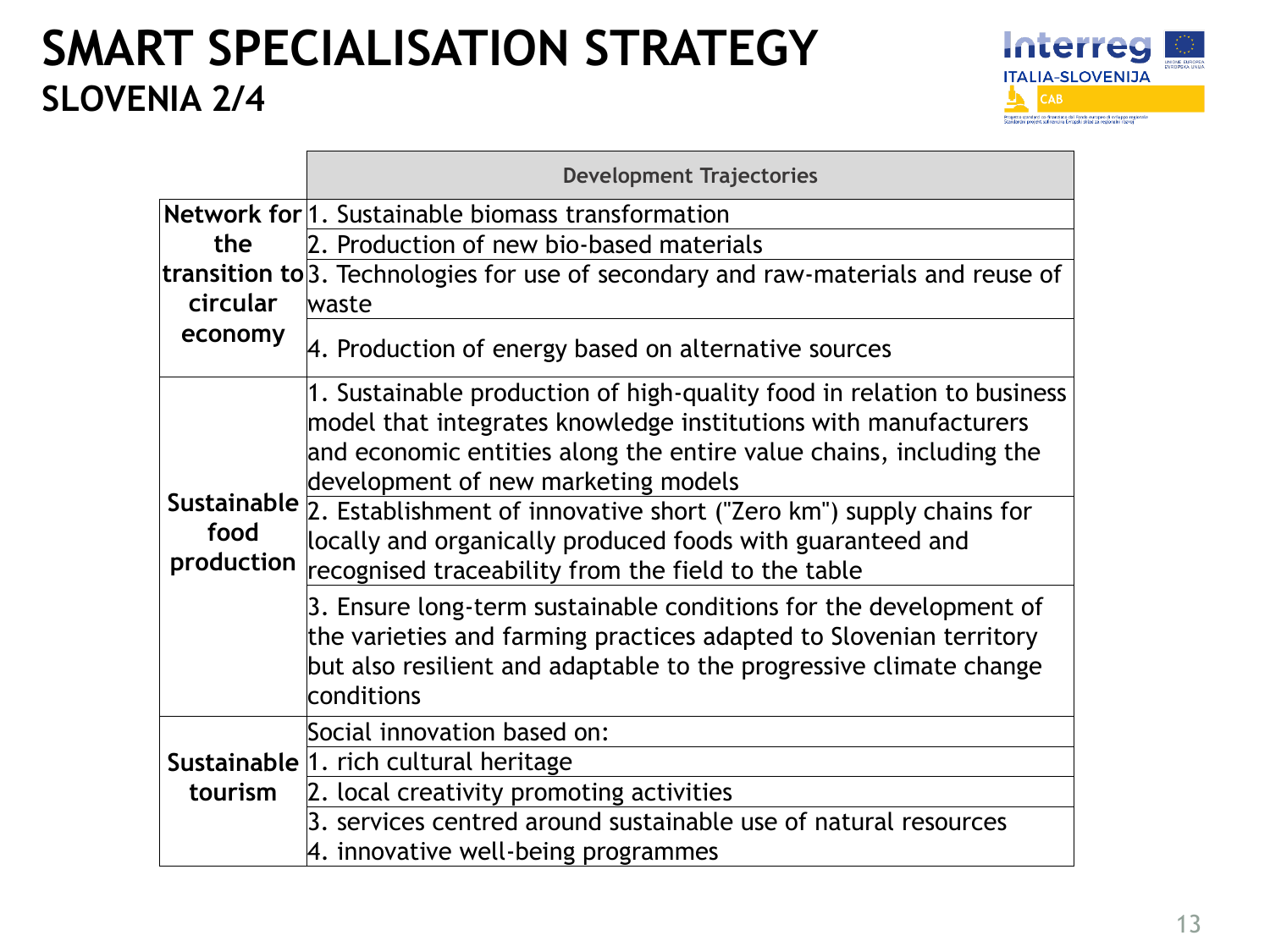# SMART SPECIALISATION STRATEGY
## SLOVENIA 2/4

| | Development Trajectories |
|---|---|
| **Network for the transition to circular economy** | 1. Sustainable biomass transformation |
| | 2. Production of new bio-based materials |
| | 3. Technologies for use of secondary and raw-materials and reuse of waste |
| | 4. Production of energy based on alternative sources |
| **Sustainable food production** | 1. Sustainable production of high-quality food in relation to business model that integrates knowledge institutions with manufacturers and economic entities along the entire value chains, including the development of new marketing models |
| | 2. Establishment of innovative short ("Zero km") supply chains for locally and organically produced foods with guaranteed and recognised traceability from the field to the table |
| | 3. Ensure long-term sustainable conditions for the development of the varieties and farming practices adapted to Slovenian territory but also resilient and adaptable to the progressive climate change conditions |
| **Sustainable tourism** | Social innovation based on: |
| | 1. rich cultural heritage |
| | 2. local creativity promoting activities |
| | 3. services centred around sustainable use of natural resources<br>4. innovative well-being programmes |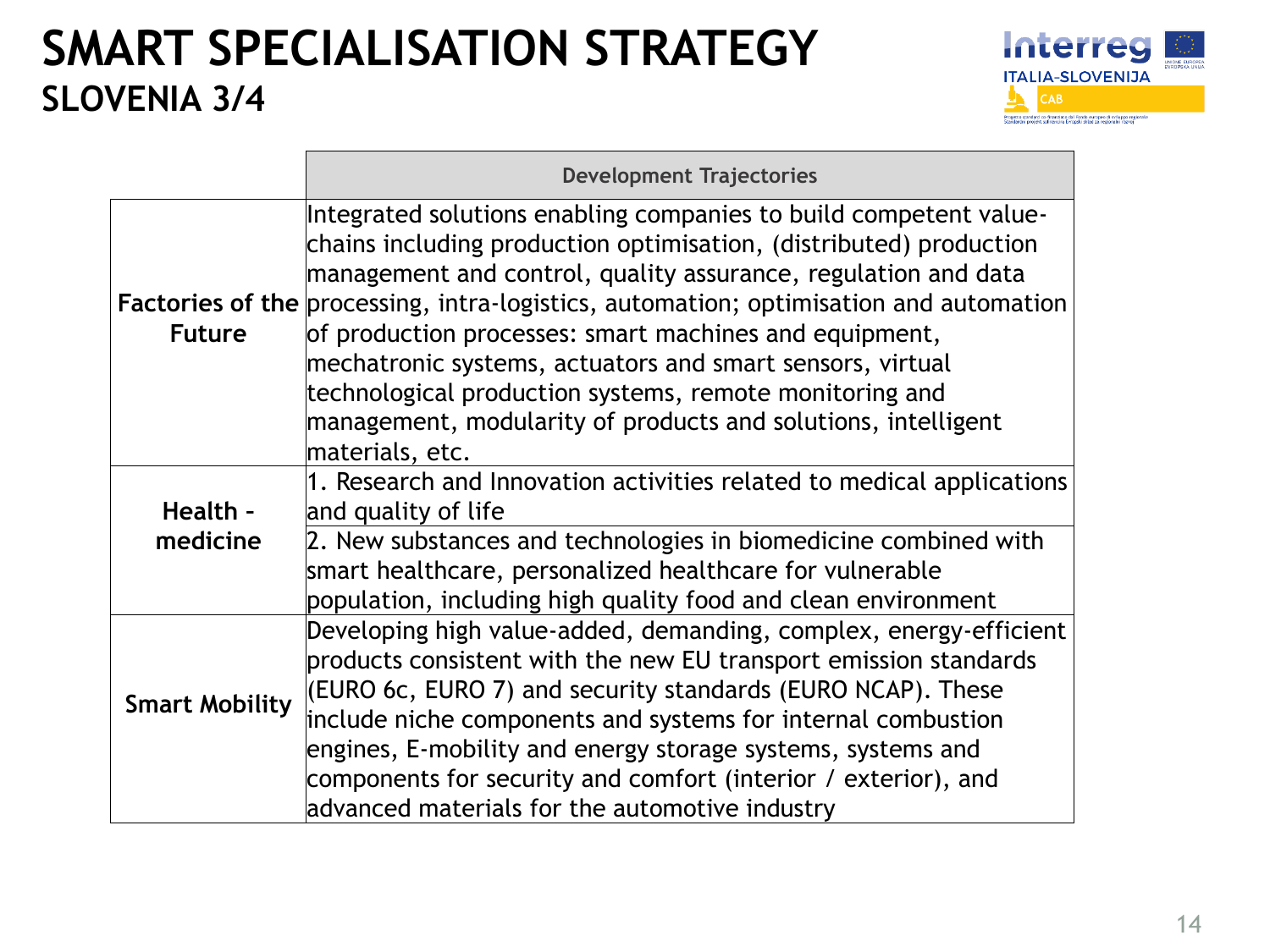# SMART SPECIALISATION STRATEGY
## SLOVENIA 3/4

| | Development Trajectories |
|---|---|
| **Factories of the Future** | Integrated solutions enabling companies to build competent value-chains including production optimisation, (distributed) production management and control, quality assurance, regulation and data processing, intra-logistics, automation; optimisation and automation of production processes: smart machines and equipment, mechatronic systems, actuators and smart sensors, virtual technological production systems, remote monitoring and management, modularity of products and solutions, intelligent materials, etc. |
| **Health – medicine** | 1. Research and Innovation activities related to medical applications and quality of life |
| | 2. New substances and technologies in biomedicine combined with smart healthcare, personalized healthcare for vulnerable population, including high quality food and clean environment |
| **Smart Mobility** | Developing high value-added, demanding, complex, energy-efficient products consistent with the new EU transport emission standards (EURO 6c, EURO 7) and security standards (EURO NCAP). These include niche components and systems for internal combustion engines, E-mobility and energy storage systems, systems and components for security and comfort (interior / exterior), and advanced materials for the automotive industry |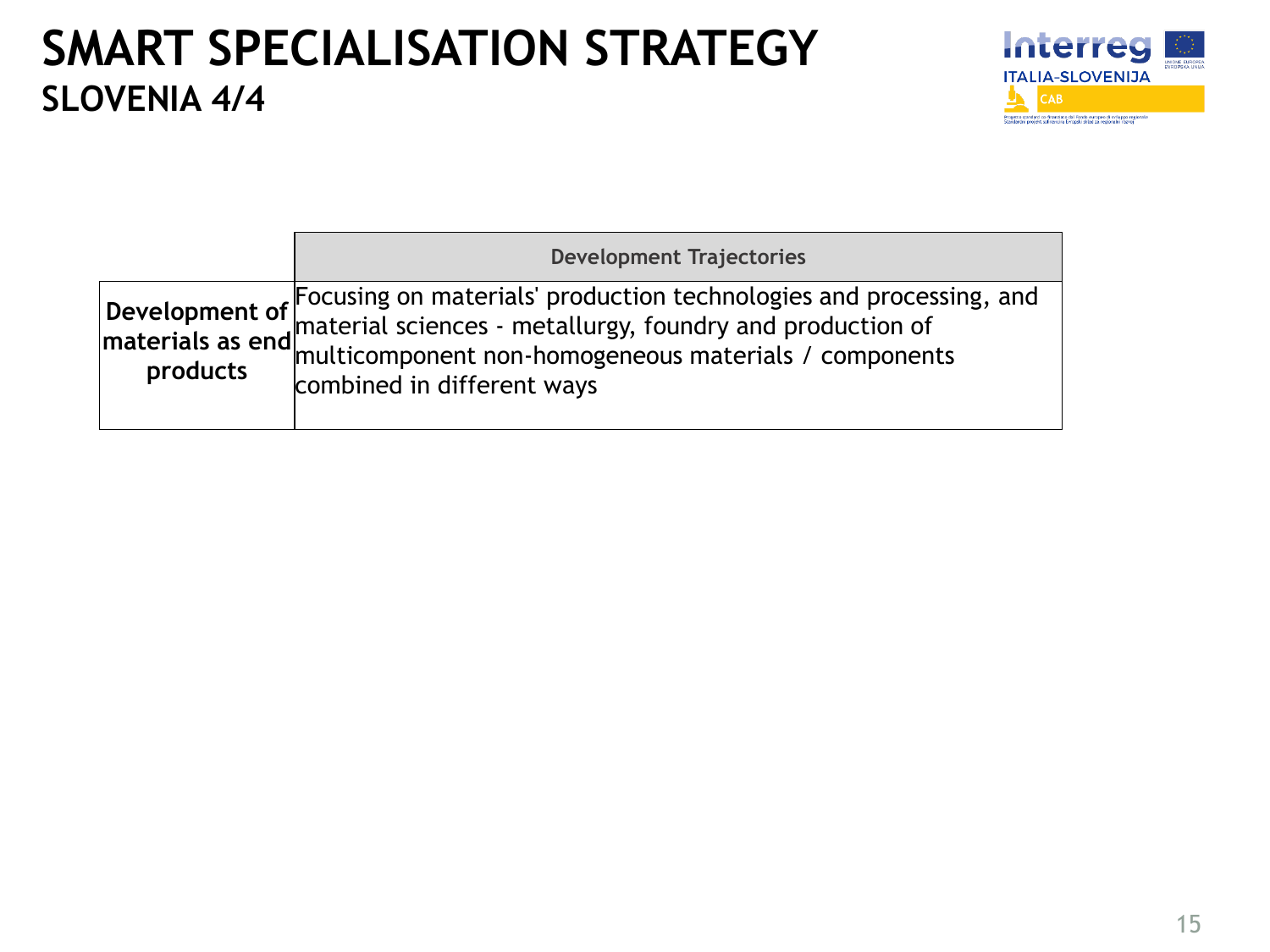# SMART SPECIALISATION STRATEGY

## SLOVENIA 4/4

| | Development Trajectories |
|---|---|
| **Development of materials as end products** | Focusing on materials' production technologies and processing, and material sciences - metallurgy, foundry and production of multicomponent non-homogeneous materials / components combined in different ways |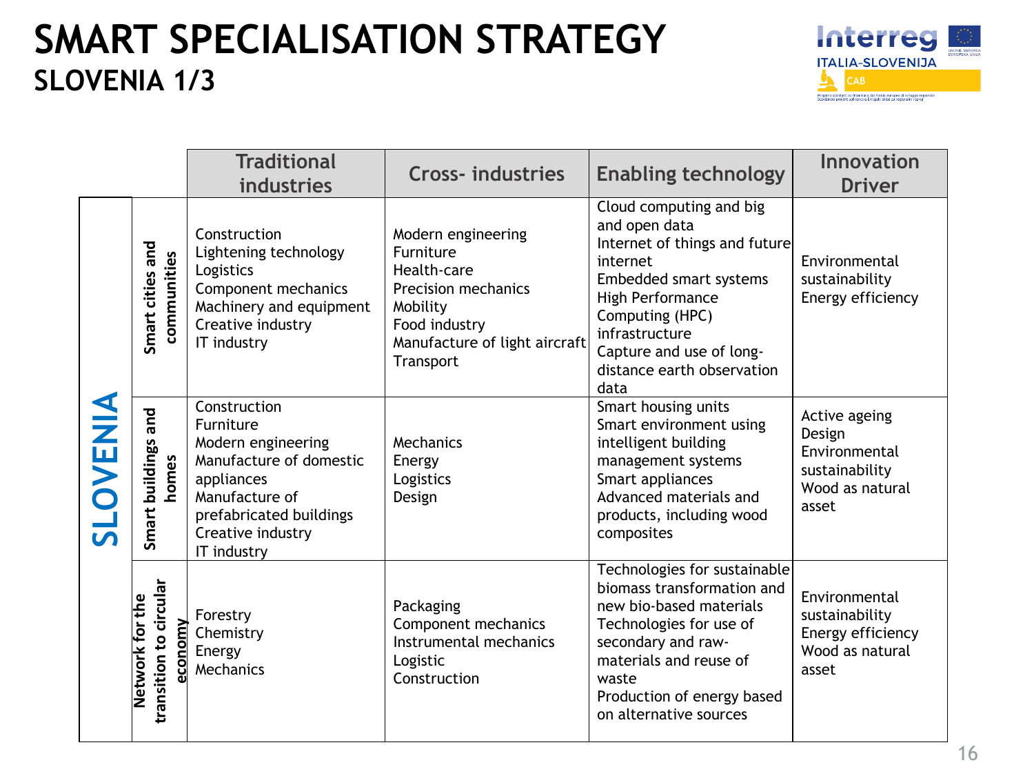# SMART SPECIALISATION STRATEGY

## SLOVENIA 1/3

| | | Traditional industries | Cross- industries | Enabling technology | Innovation Driver |
|---|---|---|---|---|---|
| SLOVENIA | Smart cities and communities | Construction<br>Lightening technology<br>Logistics<br>Component mechanics<br>Machinery and equipment<br>Creative industry<br>IT industry | Modern engineering<br>Furniture<br>Health-care<br>Precision mechanics<br>Mobility<br>Food industry<br>Manufacture of light aircraft<br>Transport | Cloud computing and big and open data<br>Internet of things and future internet<br>Embedded smart systems<br>High Performance Computing (HPC) infrastructure<br>Capture and use of long-distance earth observation data | Environmental sustainability<br>Energy efficiency |
| | Smart buildings and homes | Construction<br>Furniture<br>Modern engineering<br>Manufacture of domestic appliances<br>Manufacture of prefabricated buildings<br>Creative industry<br>IT industry | Mechanics<br>Energy<br>Logistics<br>Design | Smart housing units<br>Smart environment using intelligent building management systems<br>Smart appliances<br>Advanced materials and products, including wood composites | Active ageing<br>Design<br>Environmental sustainability<br>Wood as natural asset |
| | Network for the transition to circular economy | Forestry<br>Chemistry<br>Energy<br>Mechanics | Packaging<br>Component mechanics<br>Instrumental mechanics<br>Logistic<br>Construction | Technologies for sustainable biomass transformation and new bio-based materials<br>Technologies for use of secondary and raw-materials and reuse of waste<br>Production of energy based on alternative sources | Environmental sustainability<br>Energy efficiency<br>Wood as natural asset |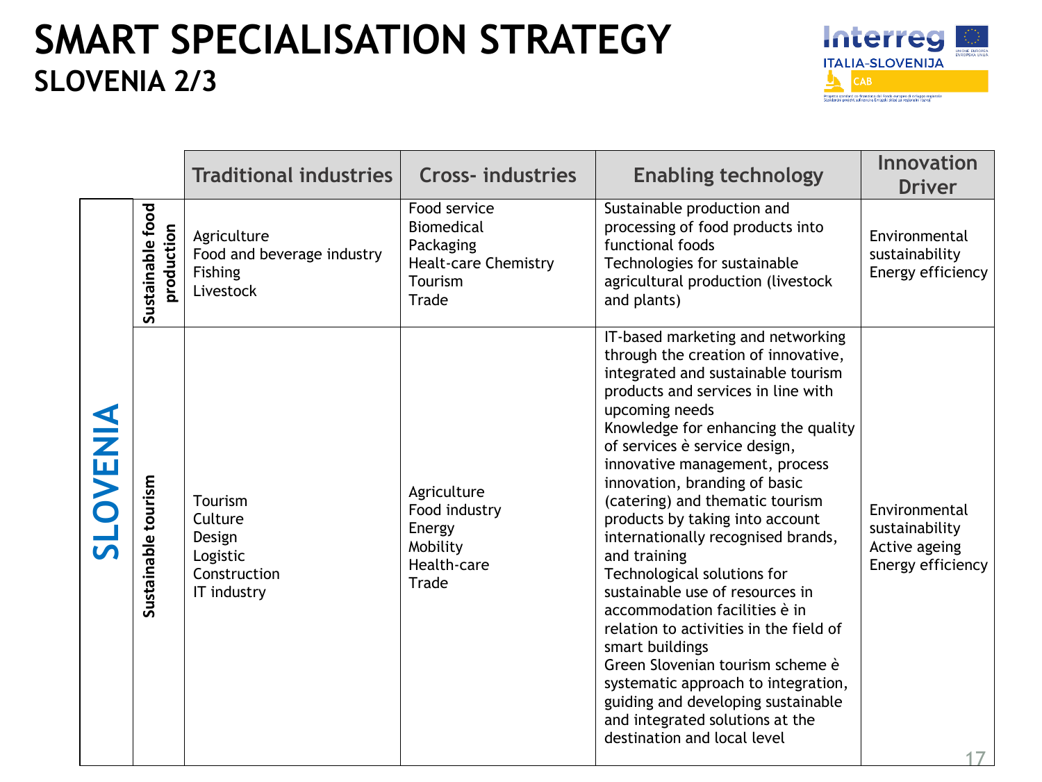# SMART SPECIALISATION STRATEGY
## SLOVENIA 2/3

| | | Traditional industries | Cross- industries | Enabling technology | Innovation Driver |
|---|---|---|---|---|---|
| SLOVENIA | Sustainable food production | Agriculture<br>Food and beverage industry<br>Fishing<br>Livestock | Food service<br>Biomedical<br>Packaging<br>Healt-care Chemistry<br>Tourism<br>Trade | Sustainable production and processing of food products into functional foods<br>Technologies for sustainable agricultural production (livestock and plants) | Environmental sustainability<br>Energy efficiency |
| | Sustainable tourism | Tourism<br>Culture<br>Design<br>Logistic<br>Construction<br>IT industry | Agriculture<br>Food industry<br>Energy<br>Mobility<br>Health-care<br>Trade | IT-based marketing and networking through the creation of innovative, integrated and sustainable tourism products and services in line with upcoming needs<br>Knowledge for enhancing the quality of services è service design, innovative management, process innovation, branding of basic (catering) and thematic tourism products by taking into account internationally recognised brands, and training<br>Technological solutions for sustainable use of resources in accommodation facilities è in relation to activities in the field of smart buildings<br>Green Slovenian tourism scheme è systematic approach to integration, guiding and developing sustainable and integrated solutions at the destination and local level | Environmental sustainability<br>Active ageing<br>Energy efficiency |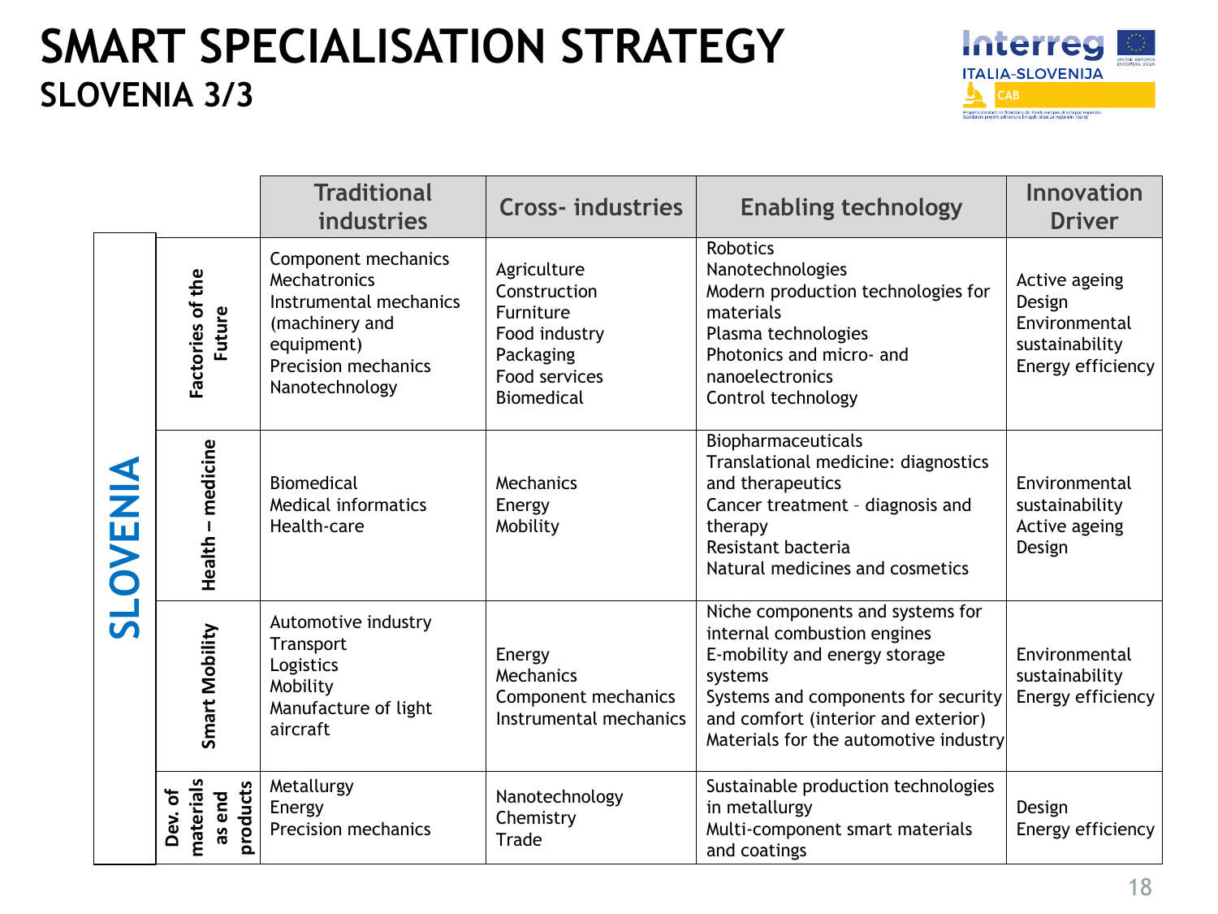# SMART SPECIALISATION STRATEGY

## SLOVENIA 3/3

| SLOVENIA | | Traditional industries | Cross- industries | Enabling technology | Innovation Driver |
|---|---|---|---|---|---|
| | Factories of the Future | Component mechanics<br>Mechatronics<br>Instrumental mechanics (machinery and equipment)<br>Precision mechanics<br>Nanotechnology | Agriculture<br>Construction<br>Furniture<br>Food industry<br>Packaging<br>Food services<br>Biomedical | Robotics<br>Nanotechnologies<br>Modern production technologies for materials<br>Plasma technologies<br>Photonics and micro- and nanoelectronics<br>Control technology | Active ageing<br>Design<br>Environmental sustainability<br>Energy efficiency |
| | Health – medicine | Biomedical<br>Medical informatics<br>Health-care | Mechanics<br>Energy<br>Mobility | Biopharmaceuticals<br>Translational medicine: diagnostics and therapeutics<br>Cancer treatment – diagnosis and therapy<br>Resistant bacteria<br>Natural medicines and cosmetics | Environmental sustainability<br>Active ageing<br>Design |
| | Smart Mobility | Automotive industry<br>Transport<br>Logistics<br>Mobility<br>Manufacture of light aircraft | Energy<br>Mechanics<br>Component mechanics<br>Instrumental mechanics | Niche components and systems for internal combustion engines<br>E-mobility and energy storage systems<br>Systems and components for security and comfort (interior and exterior)<br>Materials for the automotive industry | Environmental sustainability<br>Energy efficiency |
| | Dev. of materials as end products | Metallurgy<br>Energy<br>Precision mechanics | Nanotechnology<br>Chemistry<br>Trade | Sustainable production technologies in metallurgy<br>Multi-component smart materials and coatings | Design<br>Energy efficiency |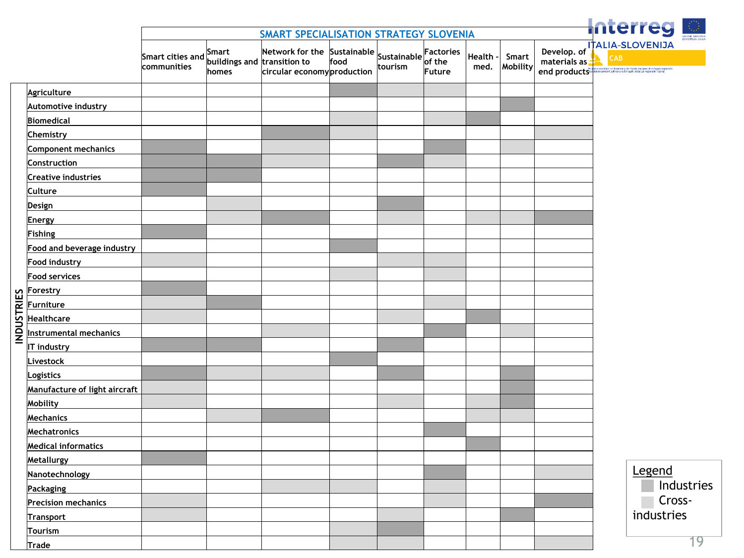## SMART SPECIALISATION STRATEGY SLOVENIA

| INDUSTRIES | Smart cities and communities | Smart buildings and homes | Network for the transition to circular economy | Sustainable food production | Sustainable tourism | Factories of the Future | Health - med. | Smart Mobility | Develop. of materials as end products |
|---|---|---|---|---|---|---|---|---|---|
| Agriculture | | | | ■ | □ | □ | | | |
| Automotive industry | | | | | | | | ■ | |
| Biomedical | | | | □ | | □ | ■ | | |
| Chemistry | | | ■ | □ | | | | | □ |
| Component mechanics | ■ | | □ | | | ■ | | □ | |
| Construction | ■ | ■ | □ | | ■ | □ | | | |
| Creative industries | ■ | ■ | | | | | | | |
| Culture | ■ | | | | | | | | |
| Design | | □ | | | ■ | | | | |
| Energy | | □ | ■ | | □ | | □ | □ | ■ |
| Fishing | ■ | | | | | | | | |
| Food and beverage industry | | | | ■ | | | | | |
| Food industry | □ | | | | □ | □ | | | |
| Food services | | | | □ | | □ | | | |
| Forestry | ■ | | | | | | | | |
| Furniture | □ | ■ | | | | □ | | | |
| Healthcare | □ | | | | □ | | ■ | | |
| Instrumental mechanics | | | □ | | | ■ | | □ | |
| IT industry | ■ | ■ | | | ■ | | | | |
| Livestock | | | | ■ | | | | | |
| Logistics | ■ | □ | □ | | ■ | | | ■ | |
| Manufacture of light aircraft | □ | | | | | | | ■ | |
| Mobility | □ | | | | □ | | □ | ■ | |
| Mechanics | | □ | ■ | | | | □ | □ | |
| Mechatronics | | | | | | ■ | | | |
| Medical informatics | | | | | | | ■ | | |
| Metallurgy | ■ | | | | | | | | |
| Nanotechnology | | | | | | ■ | | | □ |
| Packaging | | | □ | □ | | □ | | | |
| Precision mechanics | □ | | | | | □ | | | ■ |
| Transport | □ | | | | □ | | | ■ | |
| Tourism | | | | □ | ■ | | | | |
| Trade | | | | □ | □ | | | | □ |

Legend
■ Industries
□ Cross-industries